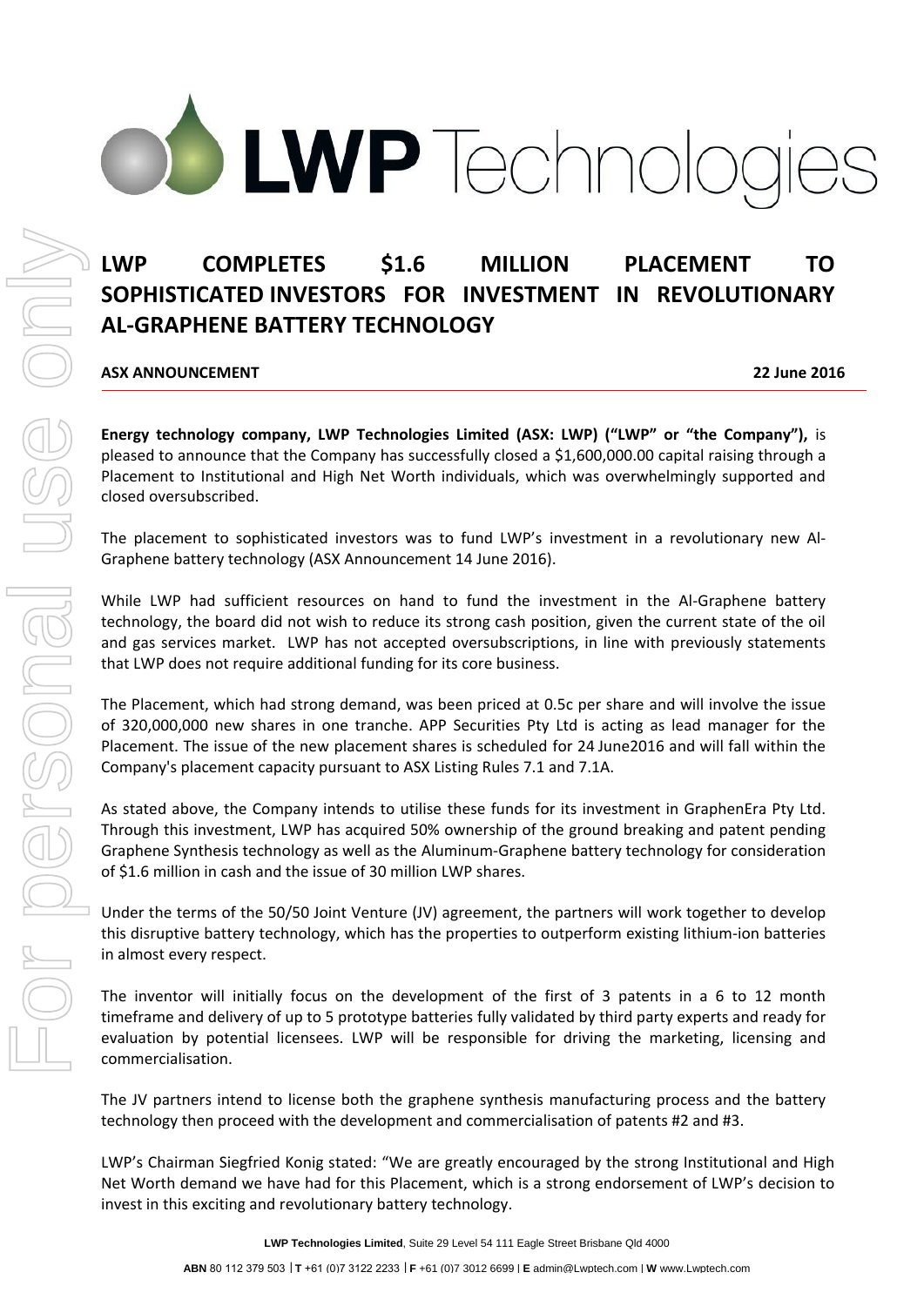# LWP COMPLETES $1.6 MILLION PLACEMENT TO SOPHISTICATED INVESTORS FOR INVESTMENT IN REVOLUTIONARY AL-GRAPHENE BATTERY TECHNOLOGY

**ASX ANNOUNCEMENT** **22 June 2016**

**Energy technology company, LWP Technologies Limited (ASX: LWP) ("LWP" or "the Company"),** is pleased to announce that the Company has successfully closed a $1,600,000.00 capital raising through a Placement to Institutional and High Net Worth individuals, which was overwhelmingly supported and closed oversubscribed.

The placement to sophisticated investors was to fund LWP's investment in a revolutionary new Al-Graphene battery technology (ASX Announcement 14 June 2016).

While LWP had sufficient resources on hand to fund the investment in the Al-Graphene battery technology, the board did not wish to reduce its strong cash position, given the current state of the oil and gas services market. LWP has not accepted oversubscriptions, in line with previously statements that LWP does not require additional funding for its core business.

The Placement, which had strong demand, was been priced at 0.5c per share and will involve the issue of 320,000,000 new shares in one tranche. APP Securities Pty Ltd is acting as lead manager for the Placement. The issue of the new placement shares is scheduled for 24 June2016 and will fall within the Company's placement capacity pursuant to ASX Listing Rules 7.1 and 7.1A.

As stated above, the Company intends to utilise these funds for its investment in GraphenEra Pty Ltd. Through this investment, LWP has acquired 50% ownership of the ground breaking and patent pending Graphene Synthesis technology as well as the Aluminum-Graphene battery technology for consideration of $1.6 million in cash and the issue of 30 million LWP shares.

Under the terms of the 50/50 Joint Venture (JV) agreement, the partners will work together to develop this disruptive battery technology, which has the properties to outperform existing lithium-ion batteries in almost every respect.

The inventor will initially focus on the development of the first of 3 patents in a 6 to 12 month timeframe and delivery of up to 5 prototype batteries fully validated by third party experts and ready for evaluation by potential licensees. LWP will be responsible for driving the marketing, licensing and commercialisation.

The JV partners intend to license both the graphene synthesis manufacturing process and the battery technology then proceed with the development and commercialisation of patents #2 and #3.

LWP's Chairman Siegfried Konig stated: "We are greatly encouraged by the strong Institutional and High Net Worth demand we have had for this Placement, which is a strong endorsement of LWP's decision to invest in this exciting and revolutionary battery technology.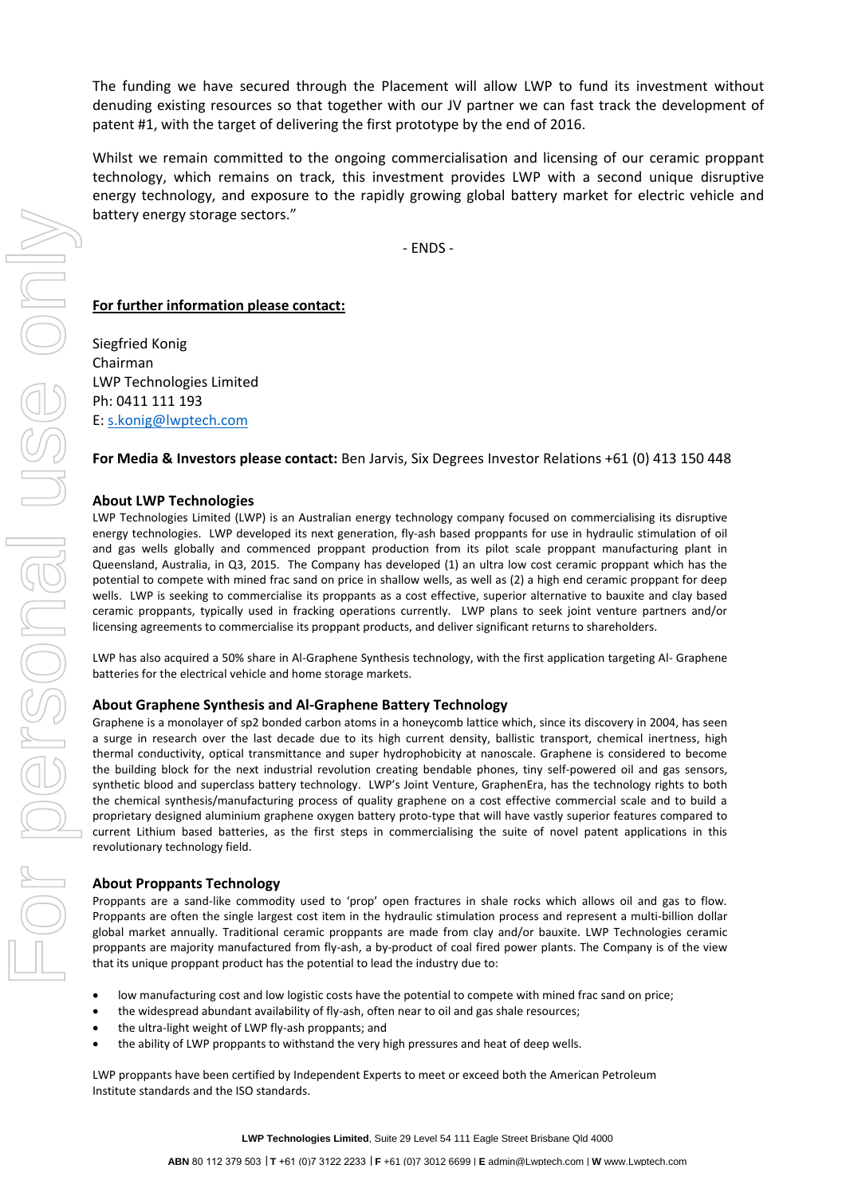The funding we have secured through the Placement will allow LWP to fund its investment without denuding existing resources so that together with our JV partner we can fast track the development of patent #1, with the target of delivering the first prototype by the end of 2016.

Whilst we remain committed to the ongoing commercialisation and licensing of our ceramic proppant technology, which remains on track, this investment provides LWP with a second unique disruptive energy technology, and exposure to the rapidly growing global battery market for electric vehicle and battery energy storage sectors."

- ENDS -

**For further information please contact:**

Siegfried Konig
Chairman
LWP Technologies Limited
Ph: 0411 111 193
E: s.konig@lwptech.com

**For Media & Investors please contact:** Ben Jarvis, Six Degrees Investor Relations +61 (0) 413 150 448

**About LWP Technologies**

LWP Technologies Limited (LWP) is an Australian energy technology company focused on commercialising its disruptive energy technologies. LWP developed its next generation, fly-ash based proppants for use in hydraulic stimulation of oil and gas wells globally and commenced proppant production from its pilot scale proppant manufacturing plant in Queensland, Australia, in Q3, 2015. The Company has developed (1) an ultra low cost ceramic proppant which has the potential to compete with mined frac sand on price in shallow wells, as well as (2) a high end ceramic proppant for deep wells. LWP is seeking to commercialise its proppants as a cost effective, superior alternative to bauxite and clay based ceramic proppants, typically used in fracking operations currently. LWP plans to seek joint venture partners and/or licensing agreements to commercialise its proppant products, and deliver significant returns to shareholders.

LWP has also acquired a 50% share in Al-Graphene Synthesis technology, with the first application targeting Al- Graphene batteries for the electrical vehicle and home storage markets.

**About Graphene Synthesis and Al-Graphene Battery Technology**

Graphene is a monolayer of sp2 bonded carbon atoms in a honeycomb lattice which, since its discovery in 2004, has seen a surge in research over the last decade due to its high current density, ballistic transport, chemical inertness, high thermal conductivity, optical transmittance and super hydrophobicity at nanoscale. Graphene is considered to become the building block for the next industrial revolution creating bendable phones, tiny self-powered oil and gas sensors, synthetic blood and superclass battery technology. LWP's Joint Venture, GraphenEra, has the technology rights to both the chemical synthesis/manufacturing process of quality graphene on a cost effective commercial scale and to build a proprietary designed aluminium graphene oxygen battery proto-type that will have vastly superior features compared to current Lithium based batteries, as the first steps in commercialising the suite of novel patent applications in this revolutionary technology field.

**About Proppants Technology**

Proppants are a sand-like commodity used to 'prop' open fractures in shale rocks which allows oil and gas to flow. Proppants are often the single largest cost item in the hydraulic stimulation process and represent a multi-billion dollar global market annually. Traditional ceramic proppants are made from clay and/or bauxite. LWP Technologies ceramic proppants are majority manufactured from fly-ash, a by-product of coal fired power plants. The Company is of the view that its unique proppant product has the potential to lead the industry due to:

- low manufacturing cost and low logistic costs have the potential to compete with mined frac sand on price;
- the widespread abundant availability of fly-ash, often near to oil and gas shale resources;
- the ultra-light weight of LWP fly-ash proppants; and
- the ability of LWP proppants to withstand the very high pressures and heat of deep wells.

LWP proppants have been certified by Independent Experts to meet or exceed both the American Petroleum Institute standards and the ISO standards.